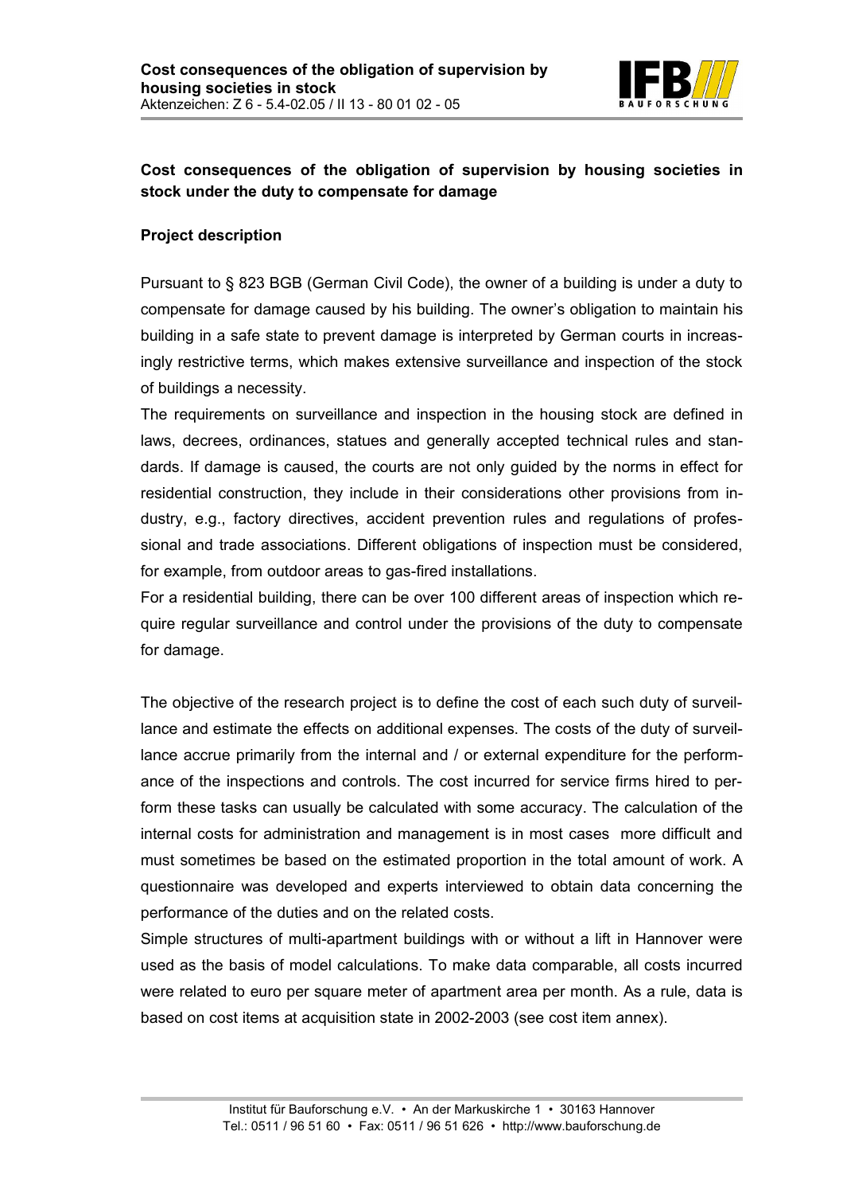**Cost consequences of the obligation of supervision by housing societies in stock under the duty to compensate for damage**

**Project description**

Pursuant to § 823 BGB (German Civil Code), the owner of a building is under a duty to compensate for damage caused by his building. The owner's obligation to maintain his building in a safe state to prevent damage is interpreted by German courts in increasingly restrictive terms, which makes extensive surveillance and inspection of the stock of buildings a necessity.

The requirements on surveillance and inspection in the housing stock are defined in laws, decrees, ordinances, statues and generally accepted technical rules and standards. If damage is caused, the courts are not only guided by the norms in effect for residential construction, they include in their considerations other provisions from industry, e.g., factory directives, accident prevention rules and regulations of professional and trade associations. Different obligations of inspection must be considered, for example, from outdoor areas to gas-fired installations.

For a residential building, there can be over 100 different areas of inspection which require regular surveillance and control under the provisions of the duty to compensate for damage.

The objective of the research project is to define the cost of each such duty of surveillance and estimate the effects on additional expenses. The costs of the duty of surveillance accrue primarily from the internal and / or external expenditure for the performance of the inspections and controls. The cost incurred for service firms hired to perform these tasks can usually be calculated with some accuracy. The calculation of the internal costs for administration and management is in most cases more difficult and must sometimes be based on the estimated proportion in the total amount of work. A questionnaire was developed and experts interviewed to obtain data concerning the performance of the duties and on the related costs.

Simple structures of multi-apartment buildings with or without a lift in Hannover were used as the basis of model calculations. To make data comparable, all costs incurred were related to euro per square meter of apartment area per month. As a rule, data is based on cost items at acquisition state in 2002-2003 (see cost item annex).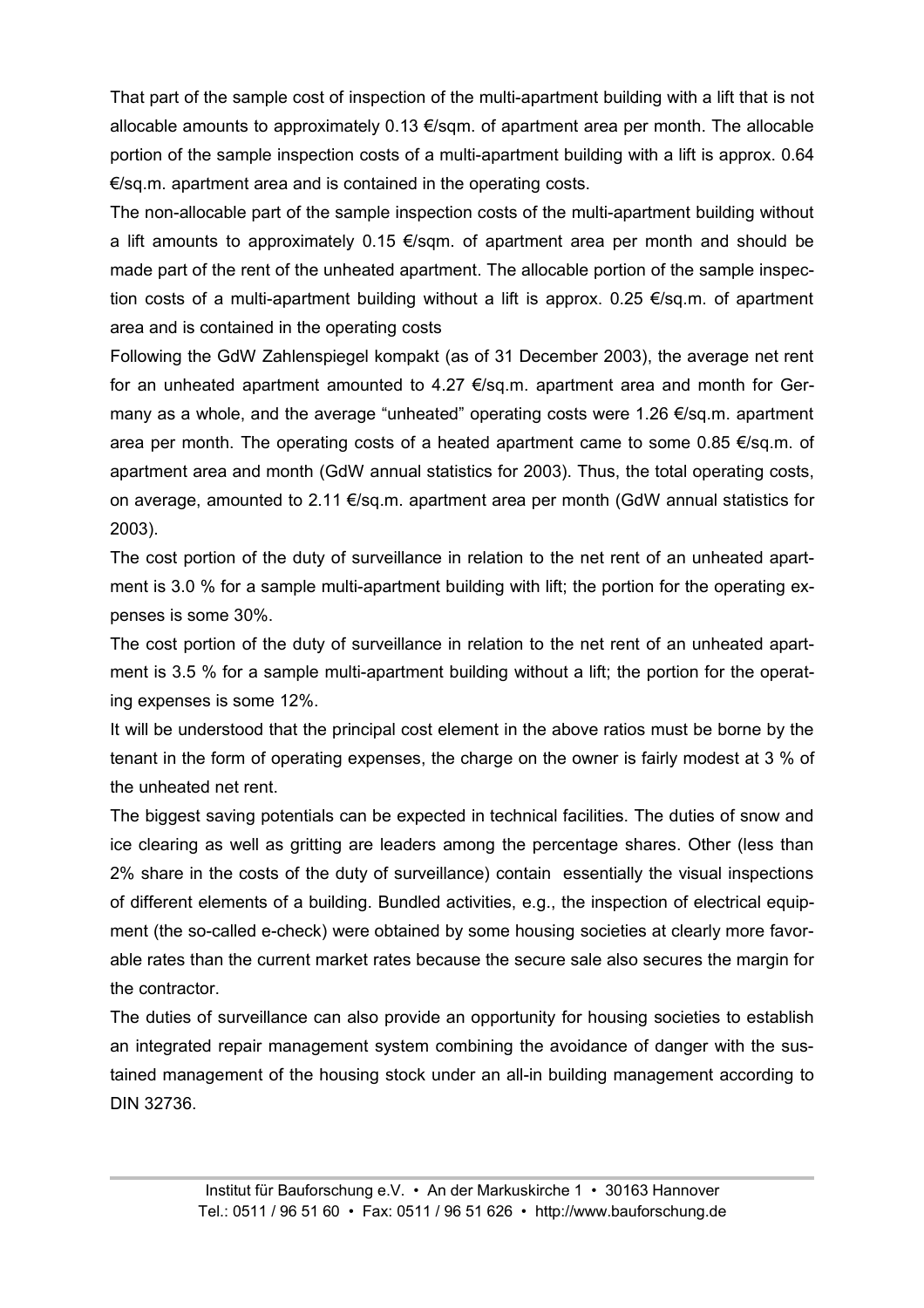That part of the sample cost of inspection of the multi-apartment building with a lift that is not allocable amounts to approximately 0.13 €/sqm. of apartment area per month. The allocable portion of the sample inspection costs of a multi-apartment building with a lift is approx. 0.64 €/sq.m. apartment area and is contained in the operating costs.

The non-allocable part of the sample inspection costs of the multi-apartment building without a lift amounts to approximately 0.15 €/sqm. of apartment area per month and should be made part of the rent of the unheated apartment. The allocable portion of the sample inspection costs of a multi-apartment building without a lift is approx. 0.25 €/sq.m. of apartment area and is contained in the operating costs

Following the GdW Zahlenspiegel kompakt (as of 31 December 2003), the average net rent for an unheated apartment amounted to 4.27 €/sq.m. apartment area and month for Germany as a whole, and the average "unheated" operating costs were 1.26 €/sq.m. apartment area per month. The operating costs of a heated apartment came to some 0.85 €/sq.m. of apartment area and month (GdW annual statistics for 2003). Thus, the total operating costs, on average, amounted to 2.11 €/sq.m. apartment area per month (GdW annual statistics for 2003).

The cost portion of the duty of surveillance in relation to the net rent of an unheated apartment is 3.0 % for a sample multi-apartment building with lift; the portion for the operating expenses is some 30%.

The cost portion of the duty of surveillance in relation to the net rent of an unheated apartment is 3.5 % for a sample multi-apartment building without a lift; the portion for the operating expenses is some 12%.

It will be understood that the principal cost element in the above ratios must be borne by the tenant in the form of operating expenses, the charge on the owner is fairly modest at 3 % of the unheated net rent.

The biggest saving potentials can be expected in technical facilities. The duties of snow and ice clearing as well as gritting are leaders among the percentage shares. Other (less than 2% share in the costs of the duty of surveillance) contain essentially the visual inspections of different elements of a building. Bundled activities, e.g., the inspection of electrical equipment (the so-called e-check) were obtained by some housing societies at clearly more favorable rates than the current market rates because the secure sale also secures the margin for the contractor.

The duties of surveillance can also provide an opportunity for housing societies to establish an integrated repair management system combining the avoidance of danger with the sustained management of the housing stock under an all-in building management according to DIN 32736.